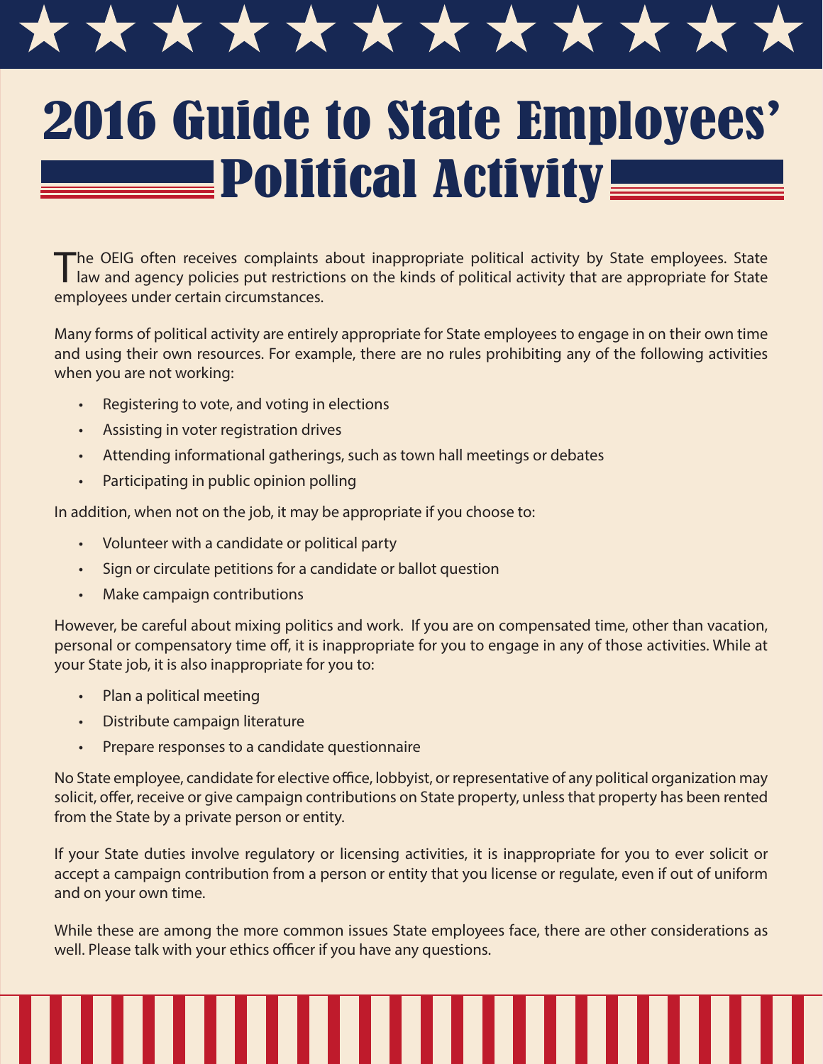# 2016 Guide to State Employees' Political Activity

The OEIG often receives complaints about inappropriate political activity by State employees. State law and agency policies put restrictions on the kinds of political activity that are appropriate for State employees under certain circumstances.

Many forms of political activity are entirely appropriate for State employees to engage in on their own time and using their own resources. For example, there are no rules prohibiting any of the following activities when you are not working:

- Registering to vote, and voting in elections
- Assisting in voter registration drives
- Attending informational gatherings, such as town hall meetings or debates
- Participating in public opinion polling

In addition, when not on the job, it may be appropriate if you choose to:

- Volunteer with a candidate or political party
- Sign or circulate petitions for a candidate or ballot question
- Make campaign contributions

However, be careful about mixing politics and work. If you are on compensated time, other than vacation, personal or compensatory time off, it is inappropriate for you to engage in any of those activities. While at your State job, it is also inappropriate for you to:

- Plan a political meeting
- Distribute campaign literature
- Prepare responses to a candidate questionnaire

No State employee, candidate for elective office, lobbyist, or representative of any political organization may solicit, offer, receive or give campaign contributions on State property, unless that property has been rented from the State by a private person or entity.

If your State duties involve regulatory or licensing activities, it is inappropriate for you to ever solicit or accept a campaign contribution from a person or entity that you license or regulate, even if out of uniform and on your own time.

While these are among the more common issues State employees face, there are other considerations as well. Please talk with your ethics officer if you have any questions.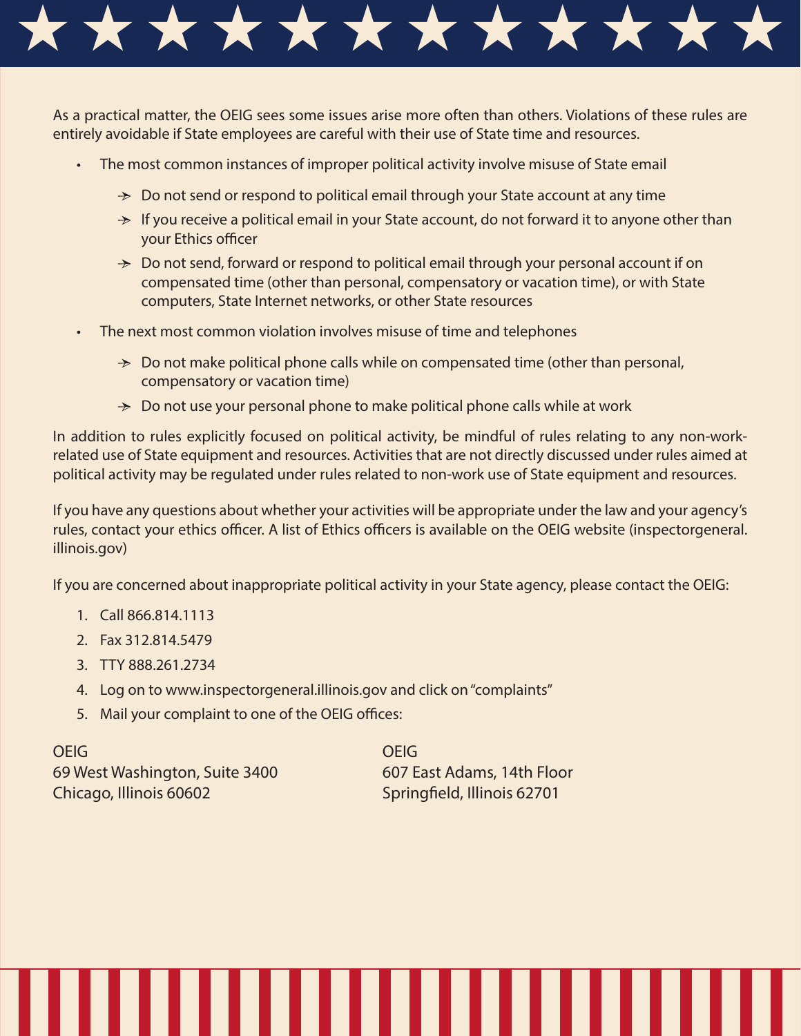As a practical matter, the OEIG sees some issues arise more often than others. Violations of these rules are entirely avoidable if State employees are careful with their use of State time and resources.

- The most common instances of improper political activity involve misuse of State email
  - Do not send or respond to political email through your State account at any time
  - If you receive a political email in your State account, do not forward it to anyone other than your Ethics officer
  - Do not send, forward or respond to political email through your personal account if on compensated time (other than personal, compensatory or vacation time), or with State computers, State Internet networks, or other State resources
- The next most common violation involves misuse of time and telephones
  - Do not make political phone calls while on compensated time (other than personal, compensatory or vacation time)
  - Do not use your personal phone to make political phone calls while at work

In addition to rules explicitly focused on political activity, be mindful of rules relating to any non-work-related use of State equipment and resources. Activities that are not directly discussed under rules aimed at political activity may be regulated under rules related to non-work use of State equipment and resources.

If you have any questions about whether your activities will be appropriate under the law and your agency's rules, contact your ethics officer. A list of Ethics officers is available on the OEIG website (inspectorgeneral.illinois.gov)

If you are concerned about inappropriate political activity in your State agency, please contact the OEIG:

1. Call 866.814.1113
2. Fax 312.814.5479
3. TTY 888.261.2734
4. Log on to www.inspectorgeneral.illinois.gov and click on "complaints"
5. Mail your complaint to one of the OEIG offices:

OEIG
69 West Washington, Suite 3400
Chicago, Illinois 60602

OEIG
607 East Adams, 14th Floor
Springfield, Illinois 62701